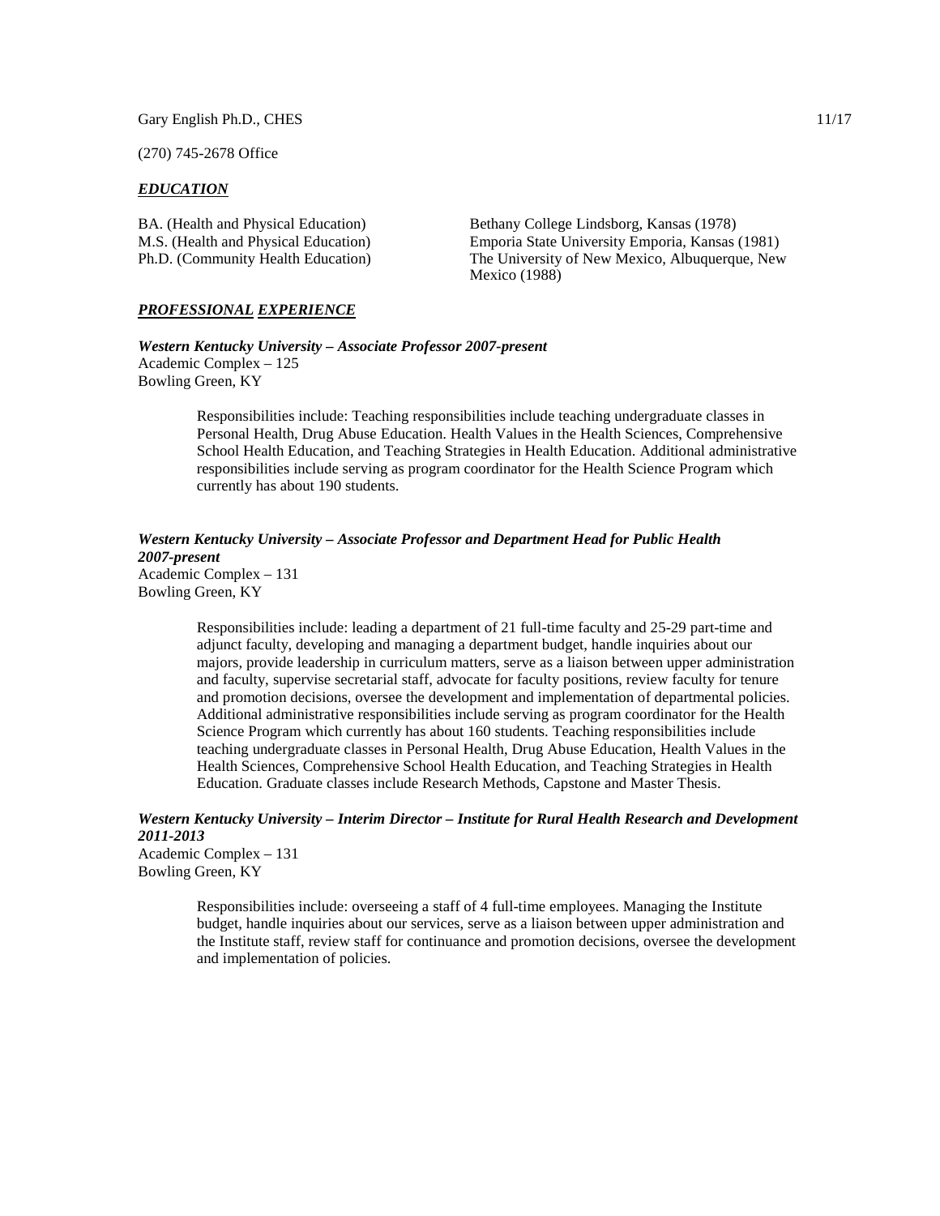Gary English Ph.D., CHES 11/17

(270) 745-2678 Office

## ***EDUCATION***

BA. (Health and Physical Education) Bethany College Lindsborg, Kansas (1978)
M.S. (Health and Physical Education) Emporia State University Emporia, Kansas (1981)
Ph.D. (Community Health Education) The University of New Mexico, Albuquerque, New Mexico (1988)

## ***PROFESSIONAL EXPERIENCE***

***Western Kentucky University – Associate Professor 2007-present***
Academic Complex – 125
Bowling Green, KY

> Responsibilities include: Teaching responsibilities include teaching undergraduate classes in Personal Health, Drug Abuse Education. Health Values in the Health Sciences, Comprehensive School Health Education, and Teaching Strategies in Health Education. Additional administrative responsibilities include serving as program coordinator for the Health Science Program which currently has about 190 students.

***Western Kentucky University – Associate Professor and Department Head for Public Health 2007-present***
Academic Complex – 131
Bowling Green, KY

> Responsibilities include: leading a department of 21 full-time faculty and 25-29 part-time and adjunct faculty, developing and managing a department budget, handle inquiries about our majors, provide leadership in curriculum matters, serve as a liaison between upper administration and faculty, supervise secretarial staff, advocate for faculty positions, review faculty for tenure and promotion decisions, oversee the development and implementation of departmental policies. Additional administrative responsibilities include serving as program coordinator for the Health Science Program which currently has about 160 students. Teaching responsibilities include teaching undergraduate classes in Personal Health, Drug Abuse Education, Health Values in the Health Sciences, Comprehensive School Health Education, and Teaching Strategies in Health Education. Graduate classes include Research Methods, Capstone and Master Thesis.

***Western Kentucky University – Interim Director – Institute for Rural Health Research and Development 2011-2013***
Academic Complex – 131
Bowling Green, KY

> Responsibilities include: overseeing a staff of 4 full-time employees. Managing the Institute budget, handle inquiries about our services, serve as a liaison between upper administration and the Institute staff, review staff for continuance and promotion decisions, oversee the development and implementation of policies.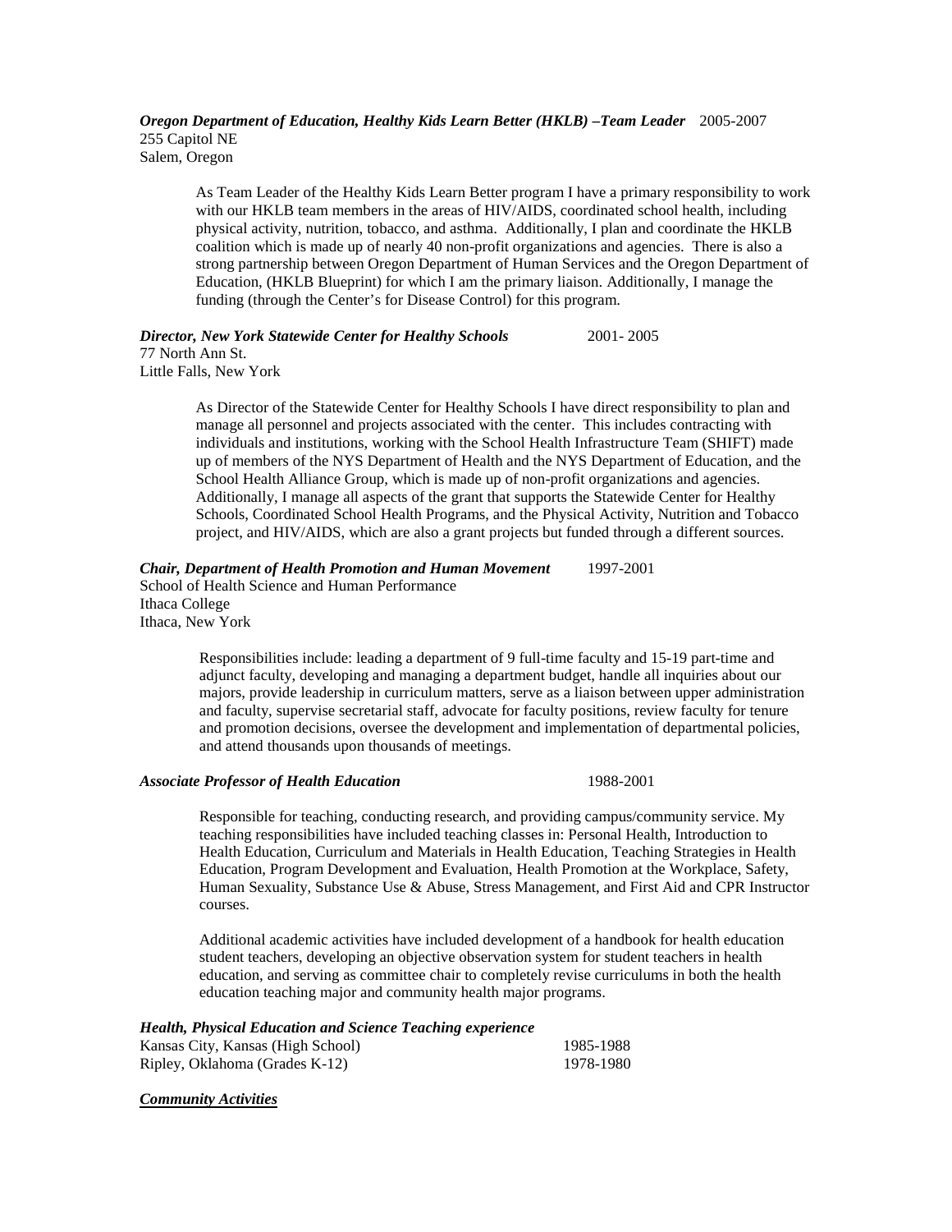***Oregon Department of Education, Healthy Kids Learn Better (HKLB) –Team Leader*** 2005-2007
255 Capitol NE
Salem, Oregon

As Team Leader of the Healthy Kids Learn Better program I have a primary responsibility to work with our HKLB team members in the areas of HIV/AIDS, coordinated school health, including physical activity, nutrition, tobacco, and asthma. Additionally, I plan and coordinate the HKLB coalition which is made up of nearly 40 non-profit organizations and agencies. There is also a strong partnership between Oregon Department of Human Services and the Oregon Department of Education, (HKLB Blueprint) for which I am the primary liaison. Additionally, I manage the funding (through the Center's for Disease Control) for this program.

***Director, New York Statewide Center for Healthy Schools*** 2001- 2005
77 North Ann St.
Little Falls, New York

As Director of the Statewide Center for Healthy Schools I have direct responsibility to plan and manage all personnel and projects associated with the center. This includes contracting with individuals and institutions, working with the School Health Infrastructure Team (SHIFT) made up of members of the NYS Department of Health and the NYS Department of Education, and the School Health Alliance Group, which is made up of non-profit organizations and agencies. Additionally, I manage all aspects of the grant that supports the Statewide Center for Healthy Schools, Coordinated School Health Programs, and the Physical Activity, Nutrition and Tobacco project, and HIV/AIDS, which are also a grant projects but funded through a different sources.

***Chair, Department of Health Promotion and Human Movement*** 1997-2001
School of Health Science and Human Performance
Ithaca College
Ithaca, New York

Responsibilities include: leading a department of 9 full-time faculty and 15-19 part-time and adjunct faculty, developing and managing a department budget, handle all inquiries about our majors, provide leadership in curriculum matters, serve as a liaison between upper administration and faculty, supervise secretarial staff, advocate for faculty positions, review faculty for tenure and promotion decisions, oversee the development and implementation of departmental policies, and attend thousands upon thousands of meetings.

***Associate Professor of Health Education*** 1988-2001

Responsible for teaching, conducting research, and providing campus/community service. My teaching responsibilities have included teaching classes in: Personal Health, Introduction to Health Education, Curriculum and Materials in Health Education, Teaching Strategies in Health Education, Program Development and Evaluation, Health Promotion at the Workplace, Safety, Human Sexuality, Substance Use & Abuse, Stress Management, and First Aid and CPR Instructor courses.

Additional academic activities have included development of a handbook for health education student teachers, developing an objective observation system for student teachers in health education, and serving as committee chair to completely revise curriculums in both the health education teaching major and community health major programs.

***Health, Physical Education and Science Teaching experience***

Kansas City, Kansas (High School) 1985-1988
Ripley, Oklahoma (Grades K-12) 1978-1980

***<u>Community Activities</u>***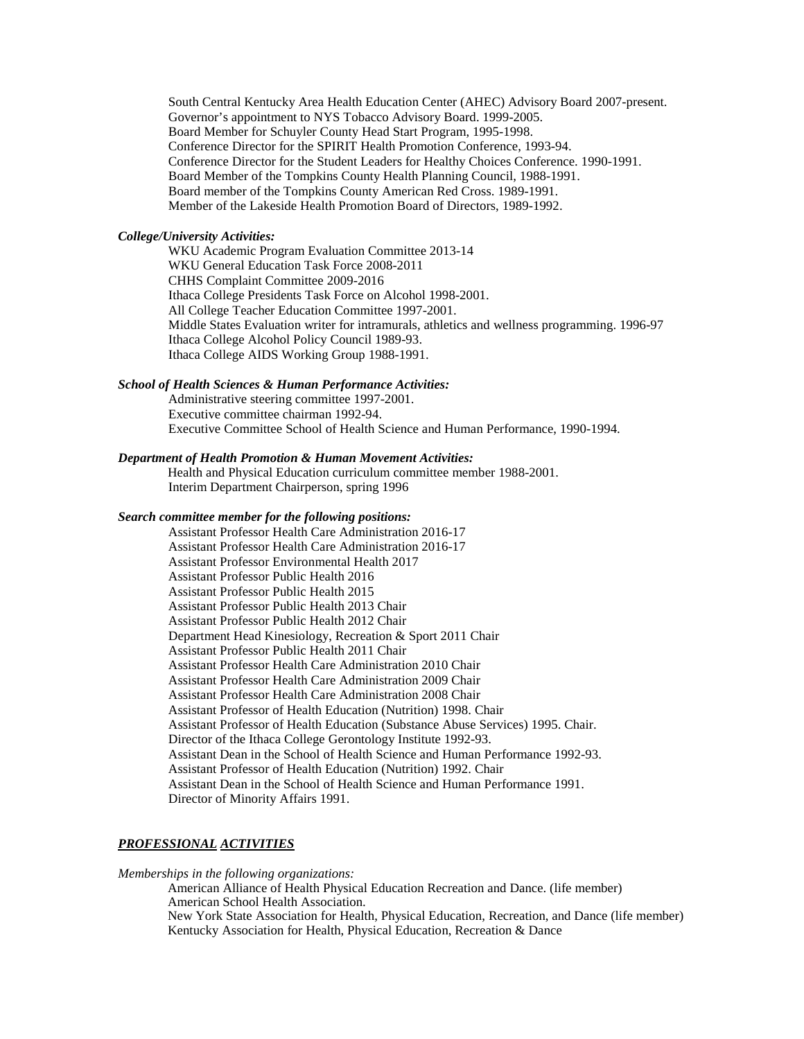South Central Kentucky Area Health Education Center (AHEC) Advisory Board 2007-present.
Governor's appointment to NYS Tobacco Advisory Board. 1999-2005.
Board Member for Schuyler County Head Start Program, 1995-1998.
Conference Director for the SPIRIT Health Promotion Conference, 1993-94.
Conference Director for the Student Leaders for Healthy Choices Conference. 1990-1991.
Board Member of the Tompkins County Health Planning Council, 1988-1991.
Board member of the Tompkins County American Red Cross. 1989-1991.
Member of the Lakeside Health Promotion Board of Directors, 1989-1992.

***College/University Activities:***

WKU Academic Program Evaluation Committee 2013-14
WKU General Education Task Force 2008-2011
CHHS Complaint Committee 2009-2016
Ithaca College Presidents Task Force on Alcohol 1998-2001.
All College Teacher Education Committee 1997-2001.
Middle States Evaluation writer for intramurals, athletics and wellness programming. 1996-97
Ithaca College Alcohol Policy Council 1989-93.
Ithaca College AIDS Working Group 1988-1991.

***School of Health Sciences & Human Performance Activities:***

Administrative steering committee 1997-2001.
Executive committee chairman 1992-94.
Executive Committee School of Health Science and Human Performance, 1990-1994.

***Department of Health Promotion & Human Movement Activities:***

Health and Physical Education curriculum committee member 1988-2001.
Interim Department Chairperson, spring 1996

***Search committee member for the following positions:***

Assistant Professor Health Care Administration 2016-17
Assistant Professor Health Care Administration 2016-17
Assistant Professor Environmental Health 2017
Assistant Professor Public Health 2016
Assistant Professor Public Health 2015
Assistant Professor Public Health 2013 Chair
Assistant Professor Public Health 2012 Chair
Department Head Kinesiology, Recreation & Sport 2011 Chair
Assistant Professor Public Health 2011 Chair
Assistant Professor Health Care Administration 2010 Chair
Assistant Professor Health Care Administration 2009 Chair
Assistant Professor Health Care Administration 2008 Chair
Assistant Professor of Health Education (Nutrition) 1998. Chair
Assistant Professor of Health Education (Substance Abuse Services) 1995. Chair.
Director of the Ithaca College Gerontology Institute 1992-93.
Assistant Dean in the School of Health Science and Human Performance 1992-93.
Assistant Professor of Health Education (Nutrition) 1992. Chair
Assistant Dean in the School of Health Science and Human Performance 1991.
Director of Minority Affairs 1991.

## ***PROFESSIONAL ACTIVITIES***

*Memberships in the following organizations:*

American Alliance of Health Physical Education Recreation and Dance. (life member)
American School Health Association.
New York State Association for Health, Physical Education, Recreation, and Dance (life member)
Kentucky Association for Health, Physical Education, Recreation & Dance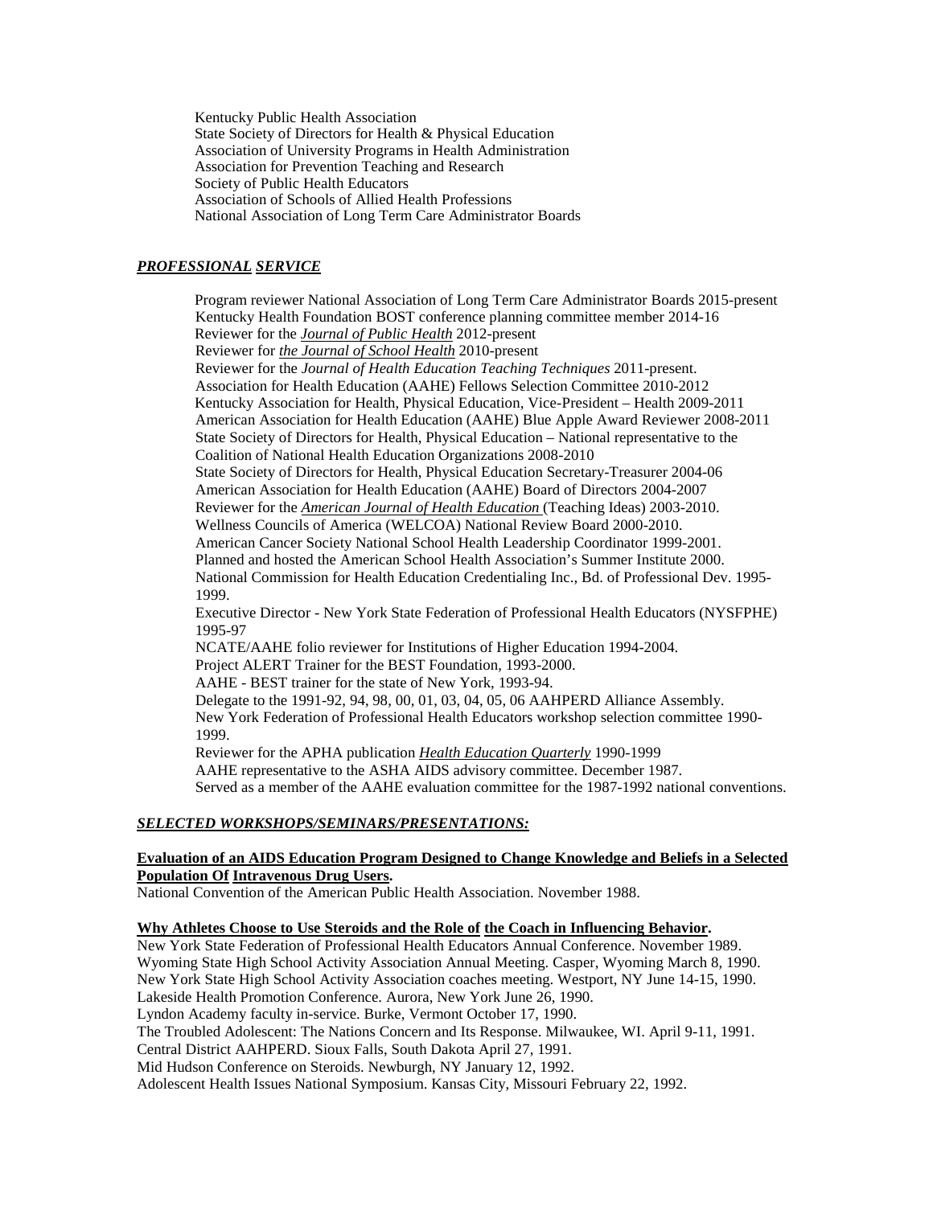Kentucky Public Health Association
State Society of Directors for Health & Physical Education
Association of University Programs in Health Administration
Association for Prevention Teaching and Research
Society of Public Health Educators
Association of Schools of Allied Health Professions
National Association of Long Term Care Administrator Boards

## ***PROFESSIONAL SERVICE***

Program reviewer National Association of Long Term Care Administrator Boards 2015-present
Kentucky Health Foundation BOST conference planning committee member 2014-16
Reviewer for the *Journal of Public Health* 2012-present
Reviewer for *the Journal of School Health* 2010-present
Reviewer for the *Journal of Health Education Teaching Techniques* 2011-present.
Association for Health Education (AAHE) Fellows Selection Committee 2010-2012
Kentucky Association for Health, Physical Education, Vice-President – Health 2009-2011
American Association for Health Education (AAHE) Blue Apple Award Reviewer 2008-2011
State Society of Directors for Health, Physical Education – National representative to the Coalition of National Health Education Organizations 2008-2010
State Society of Directors for Health, Physical Education Secretary-Treasurer 2004-06
American Association for Health Education (AAHE) Board of Directors 2004-2007
Reviewer for the *American Journal of Health Education* (Teaching Ideas) 2003-2010.
Wellness Councils of America (WELCOA) National Review Board 2000-2010.
American Cancer Society National School Health Leadership Coordinator 1999-2001.
Planned and hosted the American School Health Association's Summer Institute 2000.
National Commission for Health Education Credentialing Inc., Bd. of Professional Dev. 1995-1999.
Executive Director - New York State Federation of Professional Health Educators (NYSFPHE) 1995-97
NCATE/AAHE folio reviewer for Institutions of Higher Education 1994-2004.
Project ALERT Trainer for the BEST Foundation, 1993-2000.
AAHE - BEST trainer for the state of New York, 1993-94.
Delegate to the 1991-92, 94, 98, 00, 01, 03, 04, 05, 06 AAHPERD Alliance Assembly.
New York Federation of Professional Health Educators workshop selection committee 1990-1999.
Reviewer for the APHA publication *Health Education Quarterly* 1990-1999
AAHE representative to the ASHA AIDS advisory committee. December 1987.
Served as a member of the AAHE evaluation committee for the 1987-1992 national conventions.

## ***SELECTED WORKSHOPS/SEMINARS/PRESENTATIONS:***

**Evaluation of an AIDS Education Program Designed to Change Knowledge and Beliefs in a Selected Population Of Intravenous Drug Users.**
National Convention of the American Public Health Association. November 1988.

**Why Athletes Choose to Use Steroids and the Role of the Coach in Influencing Behavior.**
New York State Federation of Professional Health Educators Annual Conference. November 1989.
Wyoming State High School Activity Association Annual Meeting. Casper, Wyoming March 8, 1990.
New York State High School Activity Association coaches meeting. Westport, NY June 14-15, 1990.
Lakeside Health Promotion Conference. Aurora, New York June 26, 1990.
Lyndon Academy faculty in-service. Burke, Vermont October 17, 1990.
The Troubled Adolescent: The Nations Concern and Its Response. Milwaukee, WI. April 9-11, 1991.
Central District AAHPERD. Sioux Falls, South Dakota April 27, 1991.
Mid Hudson Conference on Steroids. Newburgh, NY January 12, 1992.
Adolescent Health Issues National Symposium. Kansas City, Missouri February 22, 1992.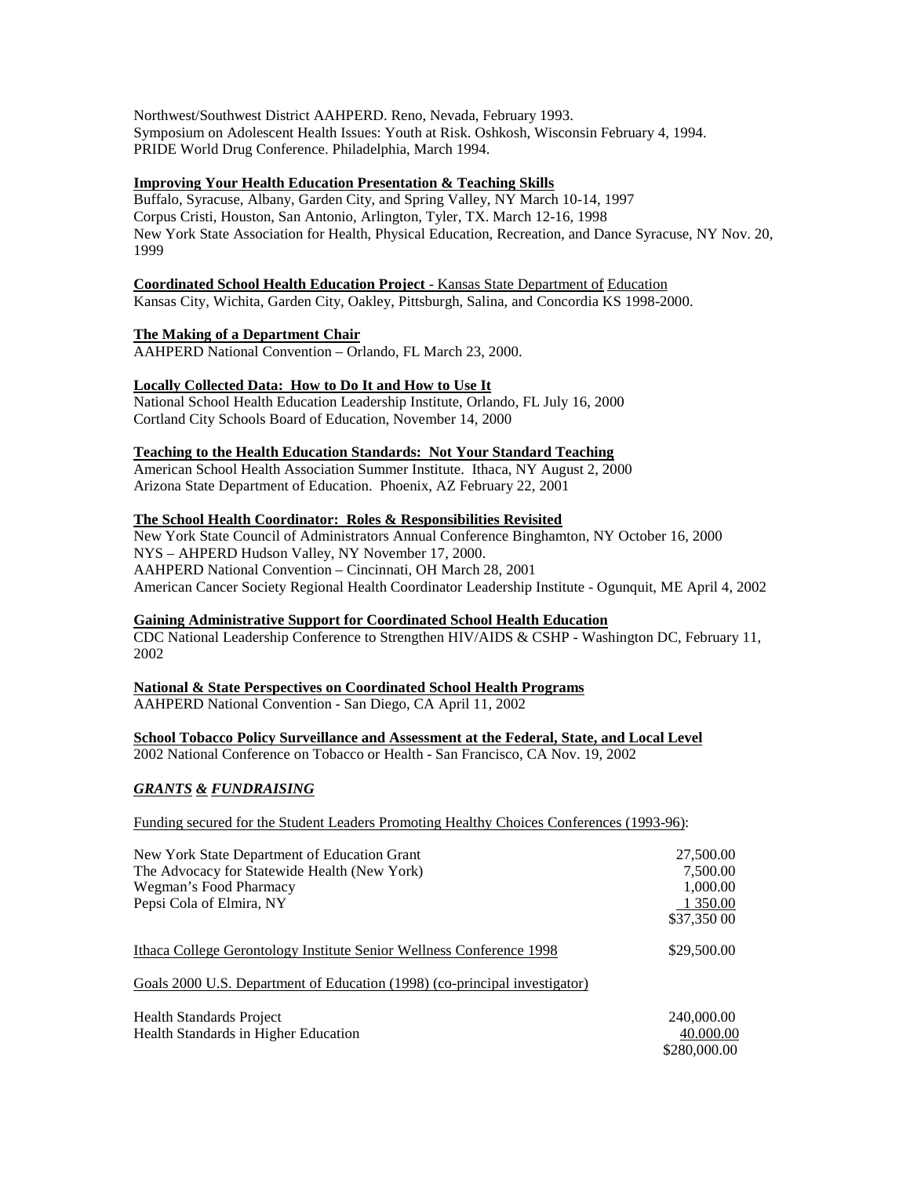Northwest/Southwest District AAHPERD. Reno, Nevada, February 1993.
Symposium on Adolescent Health Issues: Youth at Risk. Oshkosh, Wisconsin February 4, 1994.
PRIDE World Drug Conference. Philadelphia, March 1994.

**Improving Your Health Education Presentation & Teaching Skills**
Buffalo, Syracuse, Albany, Garden City, and Spring Valley, NY March 10-14, 1997
Corpus Cristi, Houston, San Antonio, Arlington, Tyler, TX. March 12-16, 1998
New York State Association for Health, Physical Education, Recreation, and Dance Syracuse, NY Nov. 20, 1999

**Coordinated School Health Education Project** - Kansas State Department of Education
Kansas City, Wichita, Garden City, Oakley, Pittsburgh, Salina, and Concordia KS 1998-2000.

**The Making of a Department Chair**
AAHPERD National Convention – Orlando, FL March 23, 2000.

**Locally Collected Data: How to Do It and How to Use It**
National School Health Education Leadership Institute, Orlando, FL July 16, 2000
Cortland City Schools Board of Education, November 14, 2000

**Teaching to the Health Education Standards: Not Your Standard Teaching**
American School Health Association Summer Institute. Ithaca, NY August 2, 2000
Arizona State Department of Education. Phoenix, AZ February 22, 2001

**The School Health Coordinator: Roles & Responsibilities Revisited**
New York State Council of Administrators Annual Conference Binghamton, NY October 16, 2000
NYS – AHPERD Hudson Valley, NY November 17, 2000.
AAHPERD National Convention – Cincinnati, OH March 28, 2001
American Cancer Society Regional Health Coordinator Leadership Institute - Ogunquit, ME April 4, 2002

**Gaining Administrative Support for Coordinated School Health Education**
CDC National Leadership Conference to Strengthen HIV/AIDS & CSHP - Washington DC, February 11, 2002

**National & State Perspectives on Coordinated School Health Programs**
AAHPERD National Convention - San Diego, CA April 11, 2002

**School Tobacco Policy Surveillance and Assessment at the Federal, State, and Local Level**
2002 National Conference on Tobacco or Health - San Francisco, CA Nov. 19, 2002

## ***GRANTS & FUNDRAISING***

Funding secured for the Student Leaders Promoting Healthy Choices Conferences (1993-96):

| | |
|---|---|
| New York State Department of Education Grant | 27,500.00 |
| The Advocacy for Statewide Health (New York) | 7,500.00 |
| Wegman's Food Pharmacy | 1,000.00 |
| Pepsi Cola of Elmira, NY | 1 350.00 |
| | $37,350 00 |

| | |
|---|---|
| Ithaca College Gerontology Institute Senior Wellness Conference 1998 | $29,500.00 |

Goals 2000 U.S. Department of Education (1998) (co-principal investigator)

| | |
|---|---|
| Health Standards Project | 240,000.00 |
| Health Standards in Higher Education | 40.000.00 |
| | $280,000.00 |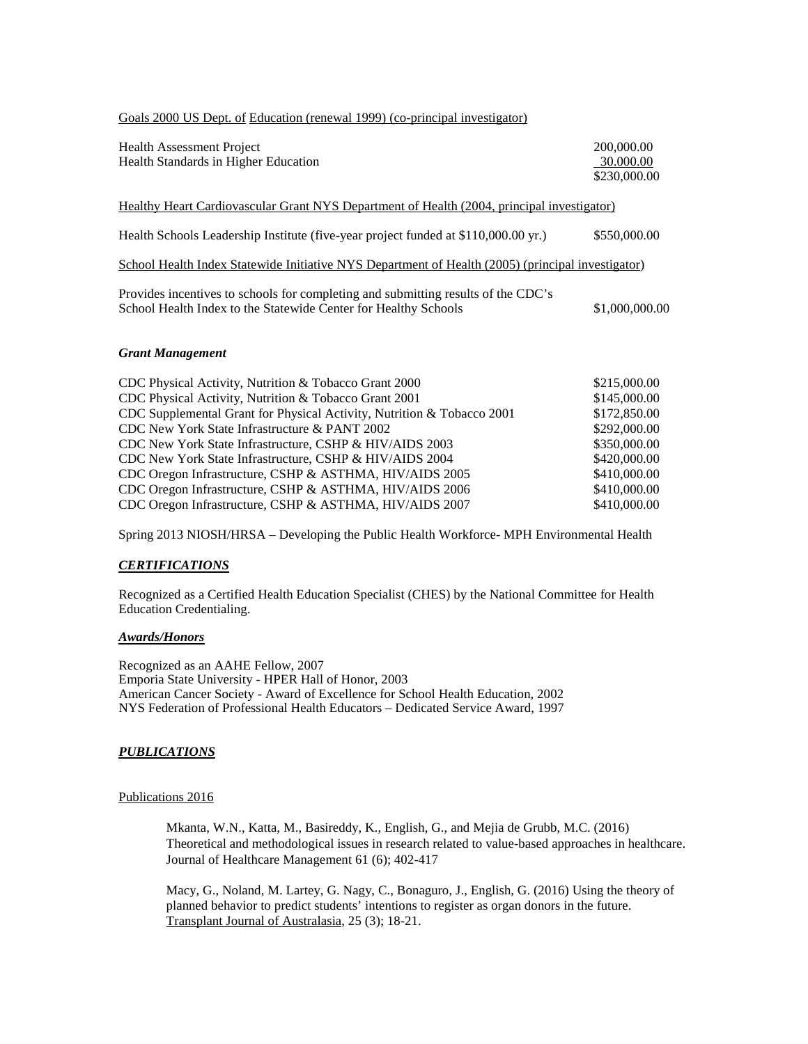<u>Goals 2000 US Dept. of Education (renewal 1999) (co-principal investigator)</u>

| | |
|---|---|
| Health Assessment Project | 200,000.00 |
| Health Standards in Higher Education | 30.000.00 |
| | $230,000.00 |

<u>Healthy Heart Cardiovascular Grant NYS Department of Health (2004, principal investigator)</u>

| | |
|---|---|
| Health Schools Leadership Institute (five-year project funded at $110,000.00 yr.) | $550,000.00 |

<u>School Health Index Statewide Initiative NYS Department of Health (2005) (principal investigator)</u>

| | |
|---|---|
| Provides incentives to schools for completing and submitting results of the CDC's School Health Index to the Statewide Center for Healthy Schools | $1,000,000.00 |

### *Grant Management*

| | |
|---|---|
| CDC Physical Activity, Nutrition & Tobacco Grant 2000 | $215,000.00 |
| CDC Physical Activity, Nutrition & Tobacco Grant 2001 | $145,000.00 |
| CDC Supplemental Grant for Physical Activity, Nutrition & Tobacco 2001 | $172,850.00 |
| CDC New York State Infrastructure & PANT 2002 | $292,000.00 |
| CDC New York State Infrastructure, CSHP & HIV/AIDS 2003 | $350,000.00 |
| CDC New York State Infrastructure, CSHP & HIV/AIDS 2004 | $420,000.00 |
| CDC Oregon Infrastructure, CSHP & ASTHMA, HIV/AIDS 2005 | $410,000.00 |
| CDC Oregon Infrastructure, CSHP & ASTHMA, HIV/AIDS 2006 | $410,000.00 |
| CDC Oregon Infrastructure, CSHP & ASTHMA, HIV/AIDS 2007 | $410,000.00 |

Spring 2013 NIOSH/HRSA – Developing the Public Health Workforce- MPH Environmental Health

## ***CERTIFICATIONS***

Recognized as a Certified Health Education Specialist (CHES) by the National Committee for Health Education Credentialing.

## ***Awards/Honors***

Recognized as an AAHE Fellow, 2007
Emporia State University - HPER Hall of Honor, 2003
American Cancer Society - Award of Excellence for School Health Education, 2002
NYS Federation of Professional Health Educators – Dedicated Service Award, 1997

## ***PUBLICATIONS***

<u>Publications 2016</u>

> Mkanta, W.N., Katta, M., Basireddy, K., English, G., and Mejia de Grubb, M.C. (2016) Theoretical and methodological issues in research related to value-based approaches in healthcare. Journal of Healthcare Management 61 (6); 402-417

> Macy, G., Noland, M. Lartey, G. Nagy, C., Bonaguro, J., English, G. (2016) Using the theory of planned behavior to predict students' intentions to register as organ donors in the future. <u>Transplant Journal of Australasia</u>, 25 (3); 18-21.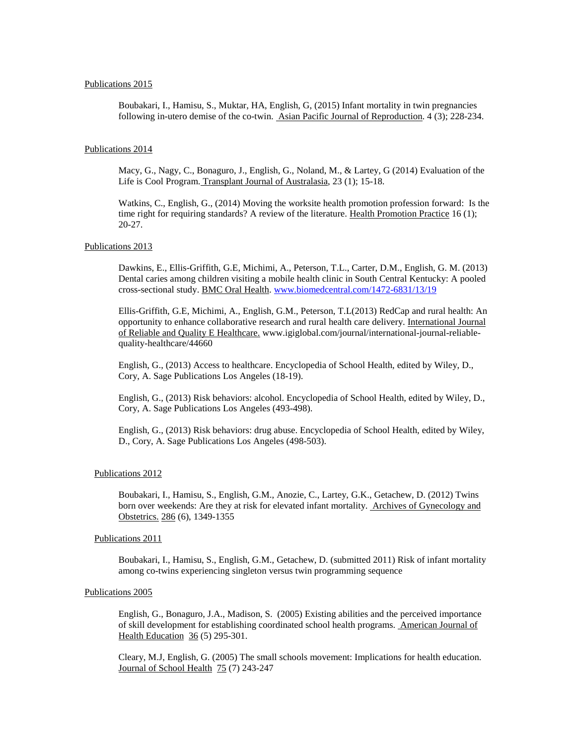Publications 2015

Boubakari, I., Hamisu, S., Muktar, HA, English, G, (2015) Infant mortality in twin pregnancies following in-utero demise of the co-twin. Asian Pacific Journal of Reproduction. 4 (3); 228-234.

Publications 2014

Macy, G., Nagy, C., Bonaguro, J., English, G., Noland, M., & Lartey, G (2014) Evaluation of the Life is Cool Program. Transplant Journal of Australasia, 23 (1); 15-18.

Watkins, C., English, G., (2014) Moving the worksite health promotion profession forward: Is the time right for requiring standards? A review of the literature. Health Promotion Practice 16 (1); 20-27.

Publications 2013

Dawkins, E., Ellis-Griffith, G.E, Michimi, A., Peterson, T.L., Carter, D.M., English, G. M. (2013) Dental caries among children visiting a mobile health clinic in South Central Kentucky: A pooled cross-sectional study. BMC Oral Health. www.biomedcentral.com/1472-6831/13/19

Ellis-Griffith, G.E, Michimi, A., English, G.M., Peterson, T.L(2013) RedCap and rural health: An opportunity to enhance collaborative research and rural health care delivery. International Journal of Reliable and Quality E Healthcare. www.igiglobal.com/journal/international-journal-reliable-quality-healthcare/44660

English, G., (2013) Access to healthcare. Encyclopedia of School Health, edited by Wiley, D., Cory, A. Sage Publications Los Angeles (18-19).

English, G., (2013) Risk behaviors: alcohol. Encyclopedia of School Health, edited by Wiley, D., Cory, A. Sage Publications Los Angeles (493-498).

English, G., (2013) Risk behaviors: drug abuse. Encyclopedia of School Health, edited by Wiley, D., Cory, A. Sage Publications Los Angeles (498-503).

Publications 2012

Boubakari, I., Hamisu, S., English, G.M., Anozie, C., Lartey, G.K., Getachew, D. (2012) Twins born over weekends: Are they at risk for elevated infant mortality. Archives of Gynecology and Obstetrics. 286 (6), 1349-1355

Publications 2011

Boubakari, I., Hamisu, S., English, G.M., Getachew, D. (submitted 2011) Risk of infant mortality among co-twins experiencing singleton versus twin programming sequence

Publications 2005

English, G., Bonaguro, J.A., Madison, S. (2005) Existing abilities and the perceived importance of skill development for establishing coordinated school health programs. American Journal of Health Education 36 (5) 295-301.

Cleary, M.J, English, G. (2005) The small schools movement: Implications for health education. Journal of School Health 75 (7) 243-247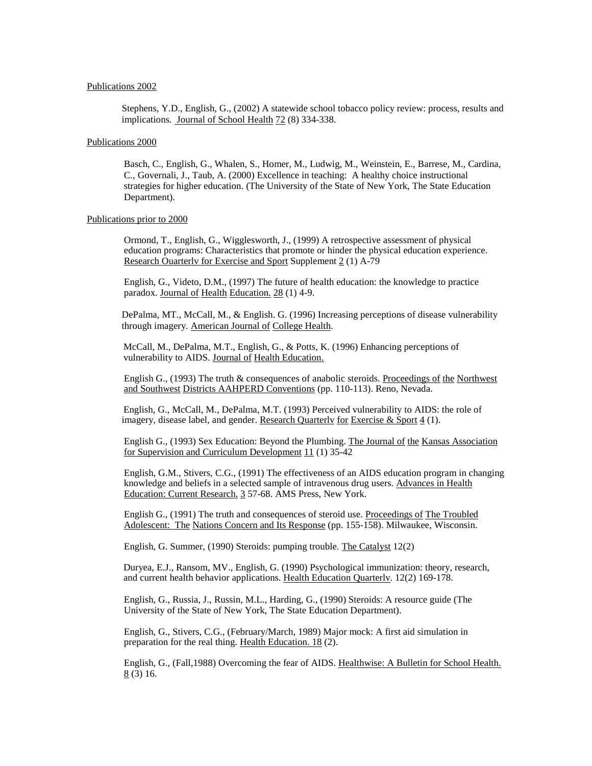Publications 2002

Stephens, Y.D., English, G., (2002) A statewide school tobacco policy review: process, results and implications. Journal of School Health 72 (8) 334-338.

Publications 2000

Basch, C., English, G., Whalen, S., Homer, M., Ludwig, M., Weinstein, E., Barrese, M., Cardina, C., Governali, J., Taub, A. (2000) Excellence in teaching: A healthy choice instructional strategies for higher education. (The University of the State of New York, The State Education Department).

Publications prior to 2000

Ormond, T., English, G., Wigglesworth, J., (1999) A retrospective assessment of physical education programs: Characteristics that promote or hinder the physical education experience. Research Ouarterly for Exercise and Sport Supplement 2 (1) A-79

English, G., Videto, D.M., (1997) The future of health education: the knowledge to practice paradox. Journal of Health Education. 28 (1) 4-9.

DePalma, MT., McCall, M., & English. G. (1996) Increasing perceptions of disease vulnerability through imagery. American Journal of College Health.

McCall, M., DePalma, M.T., English, G., & Potts, K. (1996) Enhancing perceptions of vulnerability to AIDS. Journal of Health Education.

English G., (1993) The truth & consequences of anabolic steroids. Proceedings of the Northwest and Southwest Districts AAHPERD Conventions (pp. 110-113). Reno, Nevada.

English, G., McCall, M., DePalma, M.T. (1993) Perceived vulnerability to AIDS: the role of imagery, disease label, and gender. Research Quarterly for Exercise & Sport 4 (1).

English G., (1993) Sex Education: Beyond the Plumbing. The Journal of the Kansas Association for Supervision and Curriculum Development 11 (1) 35-42

English, G.M., Stivers, C.G., (1991) The effectiveness of an AIDS education program in changing knowledge and beliefs in a selected sample of intravenous drug users. Advances in Health Education: Current Research. 3 57-68. AMS Press, New York.

English G., (1991) The truth and consequences of steroid use. Proceedings of The Troubled Adolescent: The Nations Concern and Its Response (pp. 155-158). Milwaukee, Wisconsin.

English, G. Summer, (1990) Steroids: pumping trouble. The Catalyst 12(2)

Duryea, E.J., Ransom, MV., English, G. (1990) Psychological immunization: theory, research, and current health behavior applications. Health Education Quarterly. 12(2) 169-178.

English, G., Russia, J., Russin, M.L., Harding, G., (1990) Steroids: A resource guide (The University of the State of New York, The State Education Department).

English, G., Stivers, C.G., (February/March, 1989) Major mock: A first aid simulation in preparation for the real thing. Health Education. 18 (2).

English, G., (Fall,1988) Overcoming the fear of AIDS. Healthwise: A Bulletin for School Health. 8 (3) 16.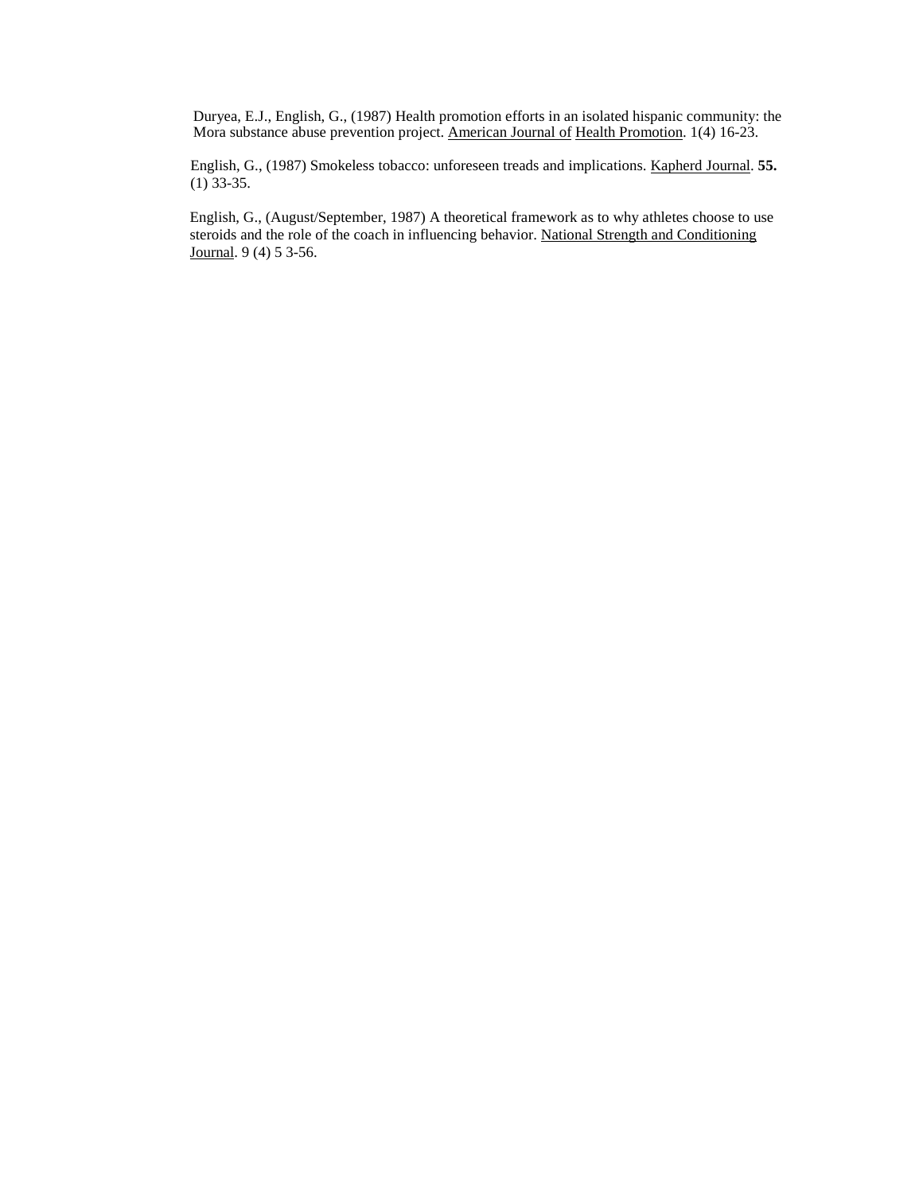Duryea, E.J., English, G., (1987) Health promotion efforts in an isolated hispanic community: the Mora substance abuse prevention project. American Journal of Health Promotion. 1(4) 16-23.

English, G., (1987) Smokeless tobacco: unforeseen treads and implications. Kapherd Journal. **55.** (1) 33-35.

English, G., (August/September, 1987) A theoretical framework as to why athletes choose to use steroids and the role of the coach in influencing behavior. National Strength and Conditioning Journal. 9 (4) 5 3-56.